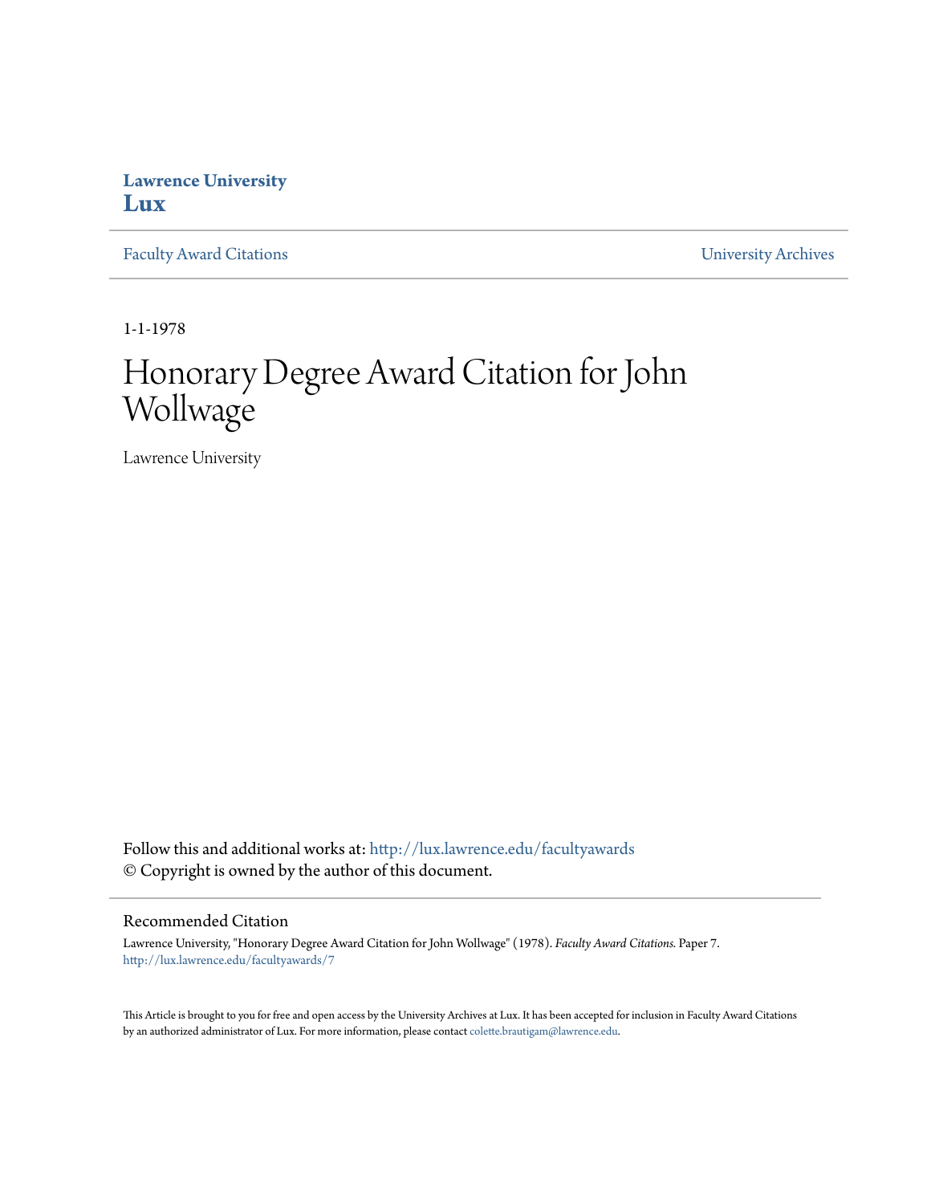**Lawrence University**
**Lux**

Faculty Award Citations | University Archives

1-1-1978

# Honorary Degree Award Citation for John Wollwage

Lawrence University

Follow this and additional works at: http://lux.lawrence.edu/facultyawards
© Copyright is owned by the author of this document.

## Recommended Citation

Lawrence University, "Honorary Degree Award Citation for John Wollwage" (1978). *Faculty Award Citations.* Paper 7.
http://lux.lawrence.edu/facultyawards/7

This Article is brought to you for free and open access by the University Archives at Lux. It has been accepted for inclusion in Faculty Award Citations by an authorized administrator of Lux. For more information, please contact colette.brautigam@lawrence.edu.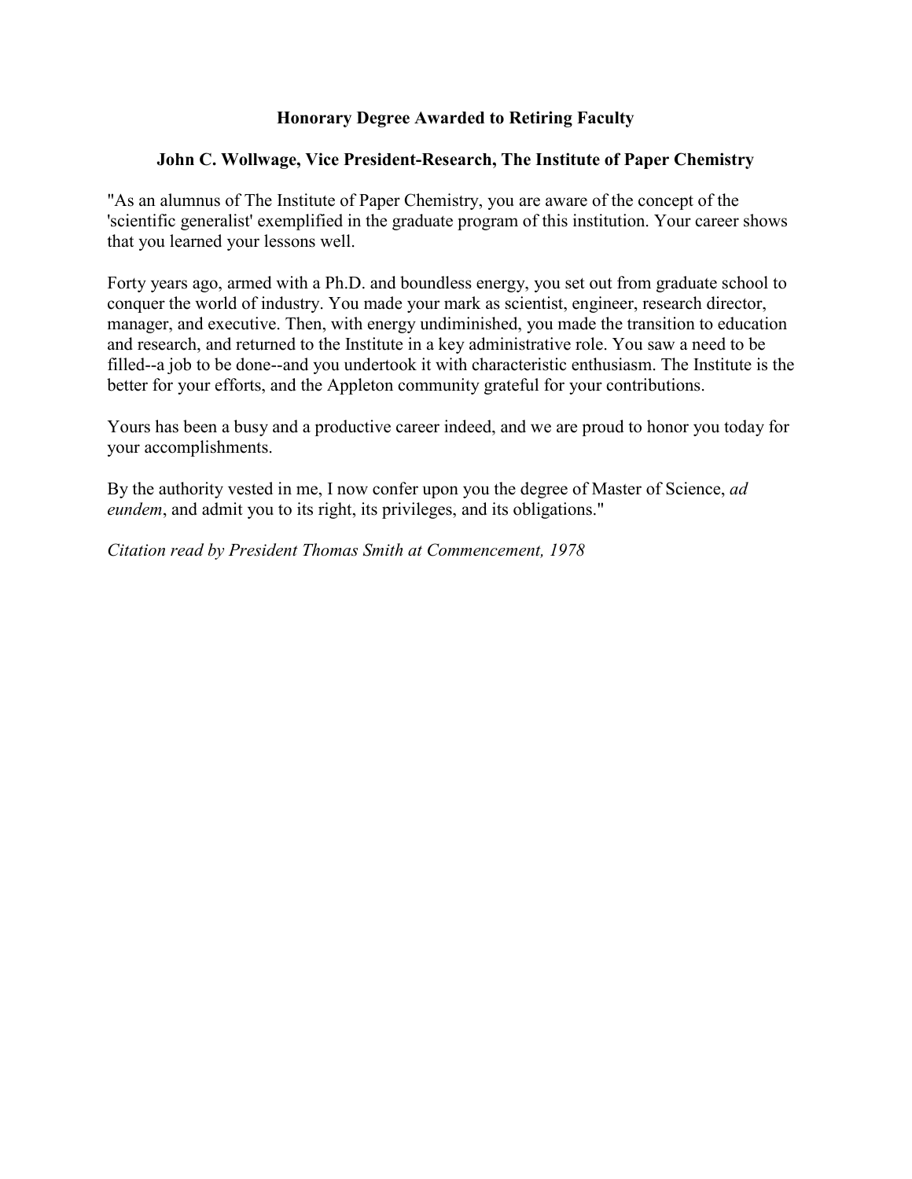**Honorary Degree Awarded to Retiring Faculty**

**John C. Wollwage, Vice President-Research, The Institute of Paper Chemistry**

"As an alumnus of The Institute of Paper Chemistry, you are aware of the concept of the 'scientific generalist' exemplified in the graduate program of this institution. Your career shows that you learned your lessons well.

Forty years ago, armed with a Ph.D. and boundless energy, you set out from graduate school to conquer the world of industry. You made your mark as scientist, engineer, research director, manager, and executive. Then, with energy undiminished, you made the transition to education and research, and returned to the Institute in a key administrative role. You saw a need to be filled--a job to be done--and you undertook it with characteristic enthusiasm. The Institute is the better for your efforts, and the Appleton community grateful for your contributions.

Yours has been a busy and a productive career indeed, and we are proud to honor you today for your accomplishments.

By the authority vested in me, I now confer upon you the degree of Master of Science, *ad eundem*, and admit you to its right, its privileges, and its obligations."

*Citation read by President Thomas Smith at Commencement, 1978*